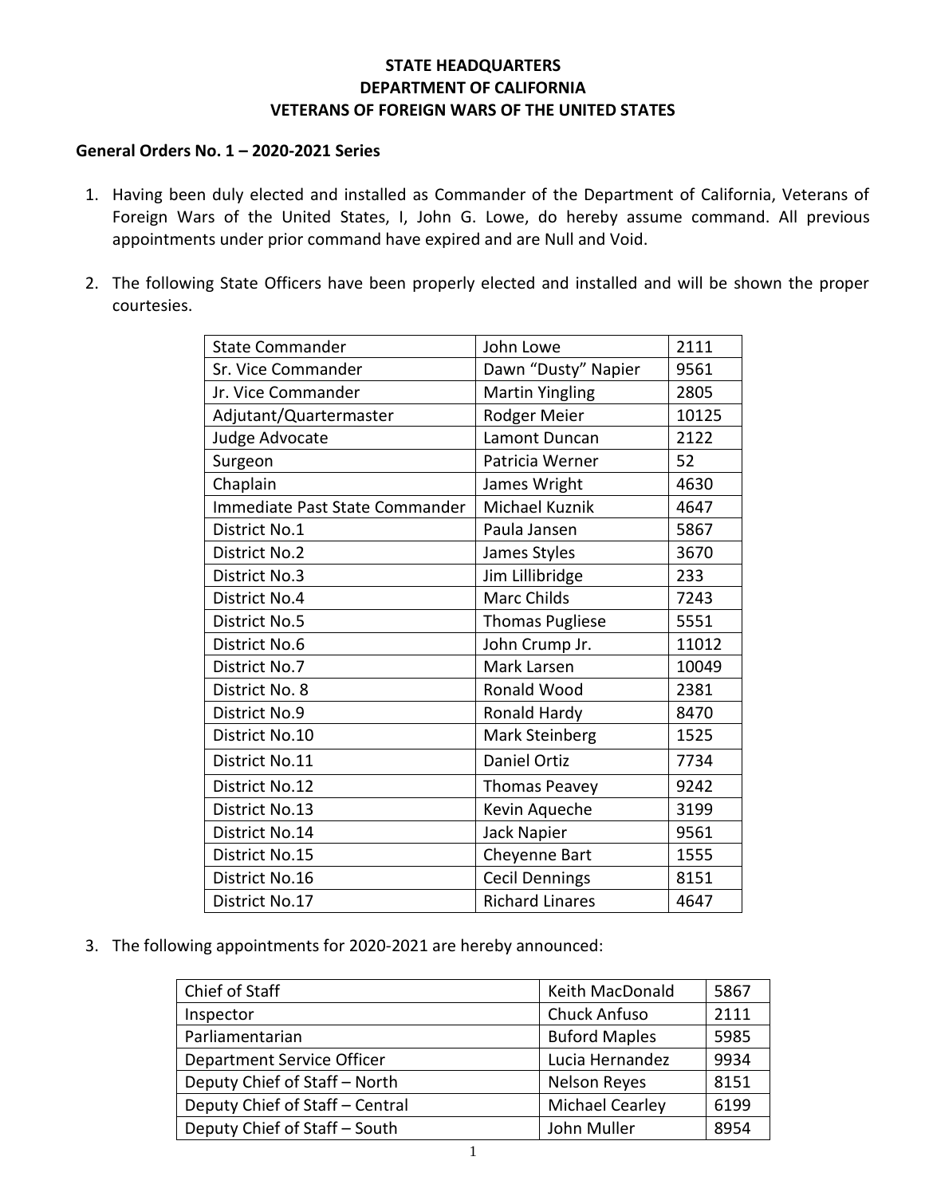**STATE HEADQUARTERS**
**DEPARTMENT OF CALIFORNIA**
**VETERANS OF FOREIGN WARS OF THE UNITED STATES**

**General Orders No. 1 – 2020-2021 Series**

1. Having been duly elected and installed as Commander of the Department of California, Veterans of Foreign Wars of the United States, I, John G. Lowe, do hereby assume command. All previous appointments under prior command have expired and are Null and Void.

2. The following State Officers have been properly elected and installed and will be shown the proper courtesies.

| | | |
|---|---|---|
| State Commander | John Lowe | 2111 |
| Sr. Vice Commander | Dawn "Dusty" Napier | 9561 |
| Jr. Vice Commander | Martin Yingling | 2805 |
| Adjutant/Quartermaster | Rodger Meier | 10125 |
| Judge Advocate | Lamont Duncan | 2122 |
| Surgeon | Patricia Werner | 52 |
| Chaplain | James Wright | 4630 |
| Immediate Past State Commander | Michael Kuznik | 4647 |
| District No.1 | Paula Jansen | 5867 |
| District No.2 | James Styles | 3670 |
| District No.3 | Jim Lillibridge | 233 |
| District No.4 | Marc Childs | 7243 |
| District No.5 | Thomas Pugliese | 5551 |
| District No.6 | John Crump Jr. | 11012 |
| District No.7 | Mark Larsen | 10049 |
| District No. 8 | Ronald Wood | 2381 |
| District No.9 | Ronald Hardy | 8470 |
| District No.10 | Mark Steinberg | 1525 |
| District No.11 | Daniel Ortiz | 7734 |
| District No.12 | Thomas Peavey | 9242 |
| District No.13 | Kevin Aqueche | 3199 |
| District No.14 | Jack Napier | 9561 |
| District No.15 | Cheyenne Bart | 1555 |
| District No.16 | Cecil Dennings | 8151 |
| District No.17 | Richard Linares | 4647 |

3. The following appointments for 2020-2021 are hereby announced:

| | | |
|---|---|---|
| Chief of Staff | Keith MacDonald | 5867 |
| Inspector | Chuck Anfuso | 2111 |
| Parliamentarian | Buford Maples | 5985 |
| Department Service Officer | Lucia Hernandez | 9934 |
| Deputy Chief of Staff – North | Nelson Reyes | 8151 |
| Deputy Chief of Staff – Central | Michael Cearley | 6199 |
| Deputy Chief of Staff – South | John Muller | 8954 |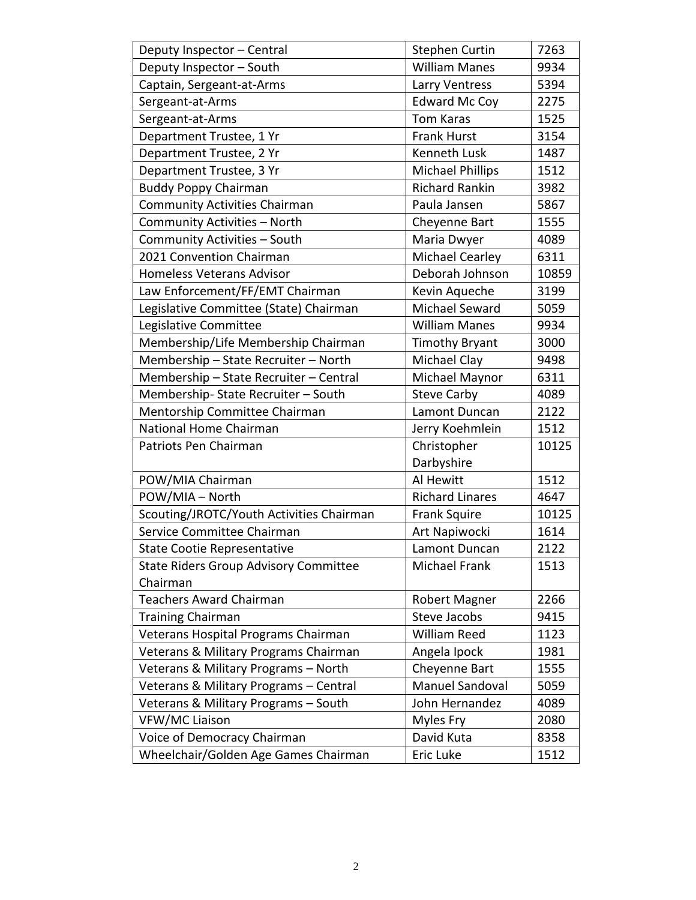| Deputy Inspector – Central | Stephen Curtin | 7263 |
|---|---|---|
| Deputy Inspector – South | William Manes | 9934 |
| Captain, Sergeant-at-Arms | Larry Ventress | 5394 |
| Sergeant-at-Arms | Edward Mc Coy | 2275 |
| Sergeant-at-Arms | Tom Karas | 1525 |
| Department Trustee, 1 Yr | Frank Hurst | 3154 |
| Department Trustee, 2 Yr | Kenneth Lusk | 1487 |
| Department Trustee, 3 Yr | Michael Phillips | 1512 |
| Buddy Poppy Chairman | Richard Rankin | 3982 |
| Community Activities Chairman | Paula Jansen | 5867 |
| Community Activities – North | Cheyenne Bart | 1555 |
| Community Activities – South | Maria Dwyer | 4089 |
| 2021 Convention Chairman | Michael Cearley | 6311 |
| Homeless Veterans Advisor | Deborah Johnson | 10859 |
| Law Enforcement/FF/EMT Chairman | Kevin Aqueche | 3199 |
| Legislative Committee (State) Chairman | Michael Seward | 5059 |
| Legislative Committee | William Manes | 9934 |
| Membership/Life Membership Chairman | Timothy Bryant | 3000 |
| Membership – State Recruiter – North | Michael Clay | 9498 |
| Membership – State Recruiter – Central | Michael Maynor | 6311 |
| Membership- State Recruiter – South | Steve Carby | 4089 |
| Mentorship Committee Chairman | Lamont Duncan | 2122 |
| National Home Chairman | Jerry Koehmlein | 1512 |
| Patriots Pen Chairman | Christopher Darbyshire | 10125 |
| POW/MIA Chairman | Al Hewitt | 1512 |
| POW/MIA – North | Richard Linares | 4647 |
| Scouting/JROTC/Youth Activities Chairman | Frank Squire | 10125 |
| Service Committee Chairman | Art Napiwocki | 1614 |
| State Cootie Representative | Lamont Duncan | 2122 |
| State Riders Group Advisory Committee Chairman | Michael Frank | 1513 |
| Teachers Award Chairman | Robert Magner | 2266 |
| Training Chairman | Steve Jacobs | 9415 |
| Veterans Hospital Programs Chairman | William Reed | 1123 |
| Veterans & Military Programs Chairman | Angela Ipock | 1981 |
| Veterans & Military Programs – North | Cheyenne Bart | 1555 |
| Veterans & Military Programs – Central | Manuel Sandoval | 5059 |
| Veterans & Military Programs – South | John Hernandez | 4089 |
| VFW/MC Liaison | Myles Fry | 2080 |
| Voice of Democracy Chairman | David Kuta | 8358 |
| Wheelchair/Golden Age Games Chairman | Eric Luke | 1512 |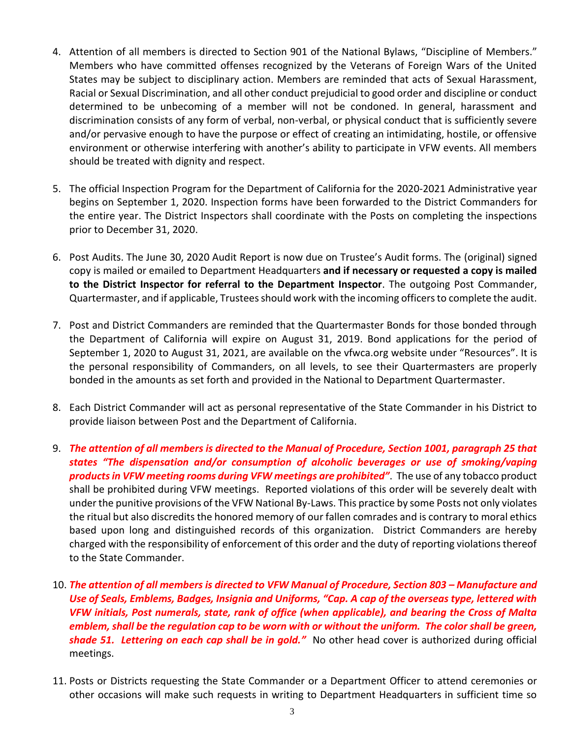4. Attention of all members is directed to Section 901 of the National Bylaws, "Discipline of Members." Members who have committed offenses recognized by the Veterans of Foreign Wars of the United States may be subject to disciplinary action. Members are reminded that acts of Sexual Harassment, Racial or Sexual Discrimination, and all other conduct prejudicial to good order and discipline or conduct determined to be unbecoming of a member will not be condoned. In general, harassment and discrimination consists of any form of verbal, non-verbal, or physical conduct that is sufficiently severe and/or pervasive enough to have the purpose or effect of creating an intimidating, hostile, or offensive environment or otherwise interfering with another's ability to participate in VFW events. All members should be treated with dignity and respect.

5. The official Inspection Program for the Department of California for the 2020-2021 Administrative year begins on September 1, 2020. Inspection forms have been forwarded to the District Commanders for the entire year. The District Inspectors shall coordinate with the Posts on completing the inspections prior to December 31, 2020.

6. Post Audits. The June 30, 2020 Audit Report is now due on Trustee's Audit forms. The (original) signed copy is mailed or emailed to Department Headquarters **and if necessary or requested a copy is mailed to the District Inspector for referral to the Department Inspector**. The outgoing Post Commander, Quartermaster, and if applicable, Trustees should work with the incoming officers to complete the audit.

7. Post and District Commanders are reminded that the Quartermaster Bonds for those bonded through the Department of California will expire on August 31, 2019. Bond applications for the period of September 1, 2020 to August 31, 2021, are available on the vfwca.org website under "Resources". It is the personal responsibility of Commanders, on all levels, to see their Quartermasters are properly bonded in the amounts as set forth and provided in the National to Department Quartermaster.

8. Each District Commander will act as personal representative of the State Commander in his District to provide liaison between Post and the Department of California.

9. ***The attention of all members is directed to the Manual of Procedure, Section 1001, paragraph 25 that states "The dispensation and/or consumption of alcoholic beverages or use of smoking/vaping products in VFW meeting rooms during VFW meetings are prohibited"***. The use of any tobacco product shall be prohibited during VFW meetings. Reported violations of this order will be severely dealt with under the punitive provisions of the VFW National By-Laws. This practice by some Posts not only violates the ritual but also discredits the honored memory of our fallen comrades and is contrary to moral ethics based upon long and distinguished records of this organization. District Commanders are hereby charged with the responsibility of enforcement of this order and the duty of reporting violations thereof to the State Commander.

10. ***The attention of all members is directed to VFW Manual of Procedure, Section 803 – Manufacture and Use of Seals, Emblems, Badges, Insignia and Uniforms, "Cap. A cap of the overseas type, lettered with VFW initials, Post numerals, state, rank of office (when applicable), and bearing the Cross of Malta emblem, shall be the regulation cap to be worn with or without the uniform. The color shall be green, shade 51. Lettering on each cap shall be in gold."*** No other head cover is authorized during official meetings.

11. Posts or Districts requesting the State Commander or a Department Officer to attend ceremonies or other occasions will make such requests in writing to Department Headquarters in sufficient time so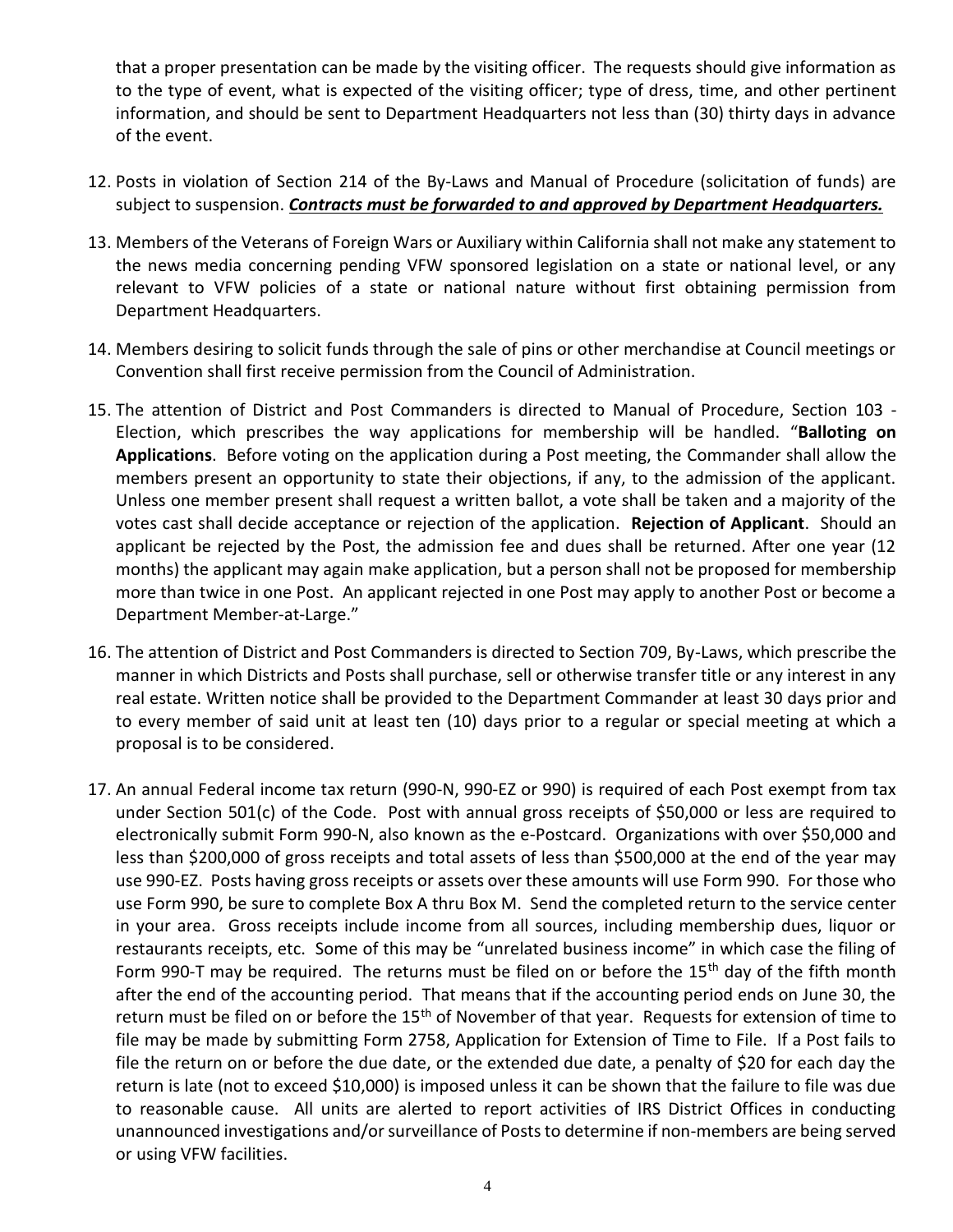that a proper presentation can be made by the visiting officer. The requests should give information as to the type of event, what is expected of the visiting officer; type of dress, time, and other pertinent information, and should be sent to Department Headquarters not less than (30) thirty days in advance of the event.

12. Posts in violation of Section 214 of the By-Laws and Manual of Procedure (solicitation of funds) are subject to suspension. ***Contracts must be forwarded to and approved by Department Headquarters.***

13. Members of the Veterans of Foreign Wars or Auxiliary within California shall not make any statement to the news media concerning pending VFW sponsored legislation on a state or national level, or any relevant to VFW policies of a state or national nature without first obtaining permission from Department Headquarters.

14. Members desiring to solicit funds through the sale of pins or other merchandise at Council meetings or Convention shall first receive permission from the Council of Administration.

15. The attention of District and Post Commanders is directed to Manual of Procedure, Section 103 - Election, which prescribes the way applications for membership will be handled. "**Balloting on Applications**. Before voting on the application during a Post meeting, the Commander shall allow the members present an opportunity to state their objections, if any, to the admission of the applicant. Unless one member present shall request a written ballot, a vote shall be taken and a majority of the votes cast shall decide acceptance or rejection of the application. **Rejection of Applicant**. Should an applicant be rejected by the Post, the admission fee and dues shall be returned. After one year (12 months) the applicant may again make application, but a person shall not be proposed for membership more than twice in one Post. An applicant rejected in one Post may apply to another Post or become a Department Member-at-Large."

16. The attention of District and Post Commanders is directed to Section 709, By-Laws, which prescribe the manner in which Districts and Posts shall purchase, sell or otherwise transfer title or any interest in any real estate. Written notice shall be provided to the Department Commander at least 30 days prior and to every member of said unit at least ten (10) days prior to a regular or special meeting at which a proposal is to be considered.

17. An annual Federal income tax return (990-N, 990-EZ or 990) is required of each Post exempt from tax under Section 501(c) of the Code. Post with annual gross receipts of $50,000 or less are required to electronically submit Form 990-N, also known as the e-Postcard. Organizations with over $50,000 and less than $200,000 of gross receipts and total assets of less than $500,000 at the end of the year may use 990-EZ. Posts having gross receipts or assets over these amounts will use Form 990. For those who use Form 990, be sure to complete Box A thru Box M. Send the completed return to the service center in your area. Gross receipts include income from all sources, including membership dues, liquor or restaurants receipts, etc. Some of this may be "unrelated business income" in which case the filing of Form 990-T may be required. The returns must be filed on or before the 15th day of the fifth month after the end of the accounting period. That means that if the accounting period ends on June 30, the return must be filed on or before the 15th of November of that year. Requests for extension of time to file may be made by submitting Form 2758, Application for Extension of Time to File. If a Post fails to file the return on or before the due date, or the extended due date, a penalty of $20 for each day the return is late (not to exceed $10,000) is imposed unless it can be shown that the failure to file was due to reasonable cause. All units are alerted to report activities of IRS District Offices in conducting unannounced investigations and/or surveillance of Posts to determine if non-members are being served or using VFW facilities.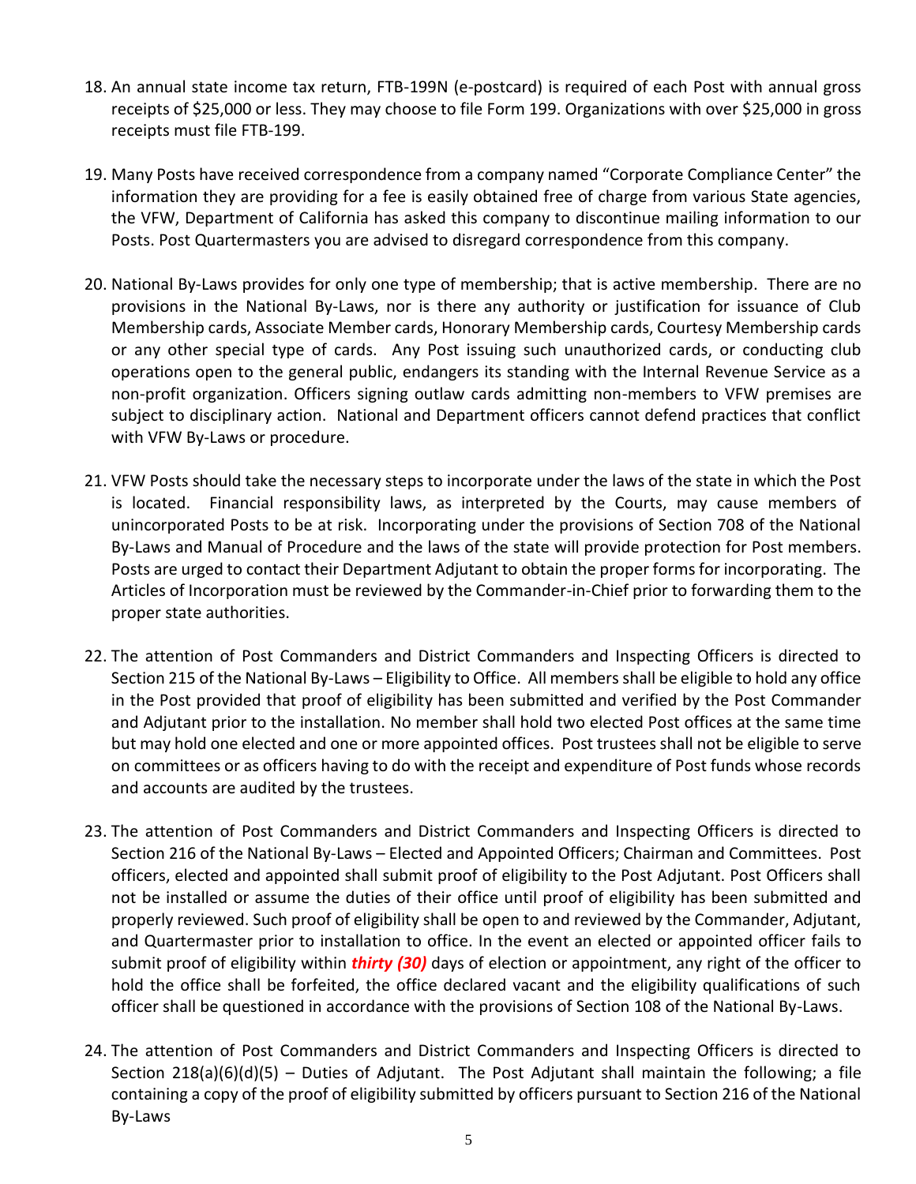18. An annual state income tax return, FTB-199N (e-postcard) is required of each Post with annual gross receipts of $25,000 or less. They may choose to file Form 199. Organizations with over $25,000 in gross receipts must file FTB-199.

19. Many Posts have received correspondence from a company named "Corporate Compliance Center" the information they are providing for a fee is easily obtained free of charge from various State agencies, the VFW, Department of California has asked this company to discontinue mailing information to our Posts. Post Quartermasters you are advised to disregard correspondence from this company.

20. National By-Laws provides for only one type of membership; that is active membership. There are no provisions in the National By-Laws, nor is there any authority or justification for issuance of Club Membership cards, Associate Member cards, Honorary Membership cards, Courtesy Membership cards or any other special type of cards. Any Post issuing such unauthorized cards, or conducting club operations open to the general public, endangers its standing with the Internal Revenue Service as a non-profit organization. Officers signing outlaw cards admitting non-members to VFW premises are subject to disciplinary action. National and Department officers cannot defend practices that conflict with VFW By-Laws or procedure.

21. VFW Posts should take the necessary steps to incorporate under the laws of the state in which the Post is located. Financial responsibility laws, as interpreted by the Courts, may cause members of unincorporated Posts to be at risk. Incorporating under the provisions of Section 708 of the National By-Laws and Manual of Procedure and the laws of the state will provide protection for Post members. Posts are urged to contact their Department Adjutant to obtain the proper forms for incorporating. The Articles of Incorporation must be reviewed by the Commander-in-Chief prior to forwarding them to the proper state authorities.

22. The attention of Post Commanders and District Commanders and Inspecting Officers is directed to Section 215 of the National By-Laws – Eligibility to Office. All members shall be eligible to hold any office in the Post provided that proof of eligibility has been submitted and verified by the Post Commander and Adjutant prior to the installation. No member shall hold two elected Post offices at the same time but may hold one elected and one or more appointed offices. Post trustees shall not be eligible to serve on committees or as officers having to do with the receipt and expenditure of Post funds whose records and accounts are audited by the trustees.

23. The attention of Post Commanders and District Commanders and Inspecting Officers is directed to Section 216 of the National By-Laws – Elected and Appointed Officers; Chairman and Committees. Post officers, elected and appointed shall submit proof of eligibility to the Post Adjutant. Post Officers shall not be installed or assume the duties of their office until proof of eligibility has been submitted and properly reviewed. Such proof of eligibility shall be open to and reviewed by the Commander, Adjutant, and Quartermaster prior to installation to office. In the event an elected or appointed officer fails to submit proof of eligibility within ***thirty (30)*** days of election or appointment, any right of the officer to hold the office shall be forfeited, the office declared vacant and the eligibility qualifications of such officer shall be questioned in accordance with the provisions of Section 108 of the National By-Laws.

24. The attention of Post Commanders and District Commanders and Inspecting Officers is directed to Section 218(a)(6)(d)(5) – Duties of Adjutant. The Post Adjutant shall maintain the following; a file containing a copy of the proof of eligibility submitted by officers pursuant to Section 216 of the National By-Laws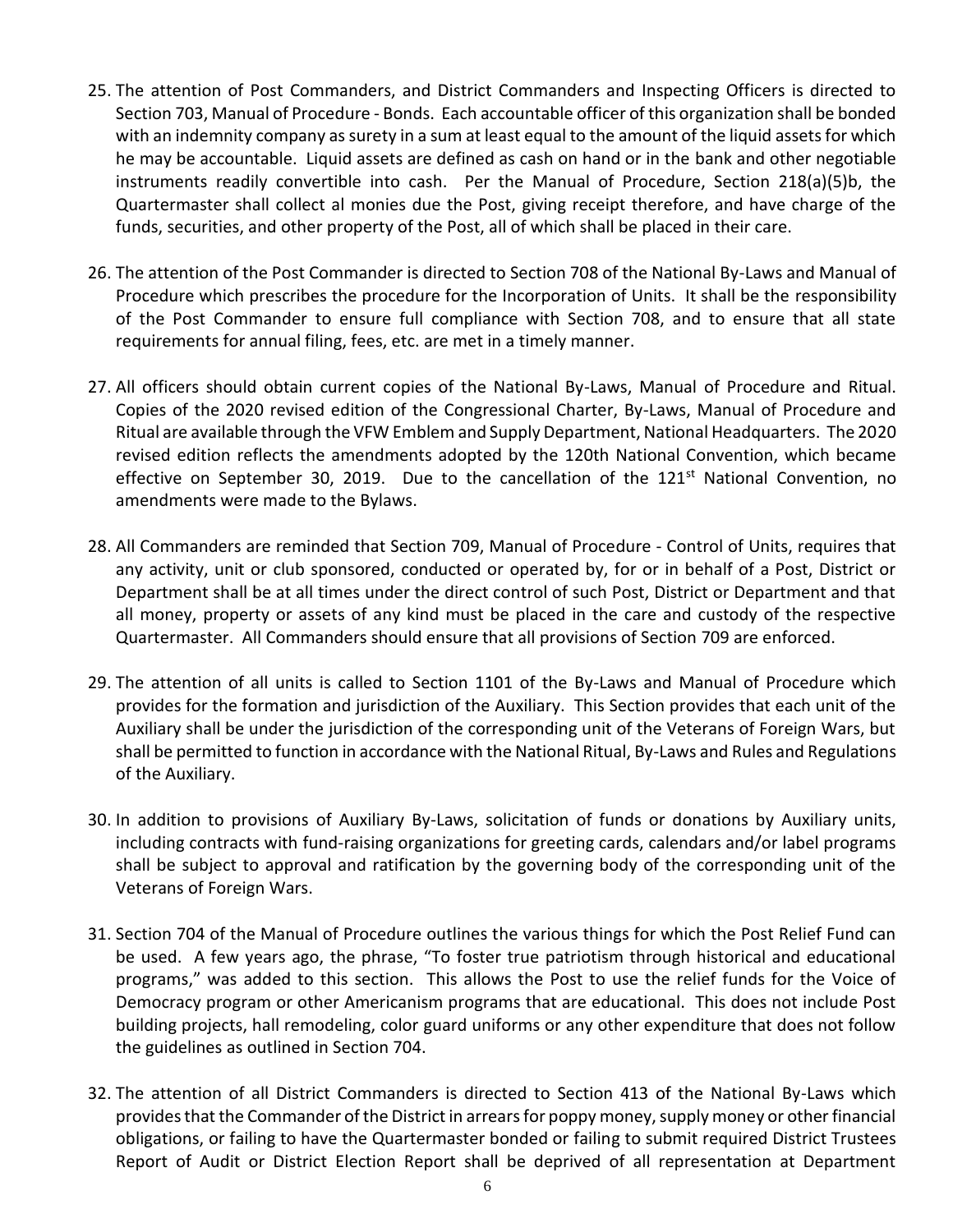25. The attention of Post Commanders, and District Commanders and Inspecting Officers is directed to Section 703, Manual of Procedure - Bonds. Each accountable officer of this organization shall be bonded with an indemnity company as surety in a sum at least equal to the amount of the liquid assets for which he may be accountable. Liquid assets are defined as cash on hand or in the bank and other negotiable instruments readily convertible into cash. Per the Manual of Procedure, Section 218(a)(5)b, the Quartermaster shall collect al monies due the Post, giving receipt therefore, and have charge of the funds, securities, and other property of the Post, all of which shall be placed in their care.

26. The attention of the Post Commander is directed to Section 708 of the National By-Laws and Manual of Procedure which prescribes the procedure for the Incorporation of Units. It shall be the responsibility of the Post Commander to ensure full compliance with Section 708, and to ensure that all state requirements for annual filing, fees, etc. are met in a timely manner.

27. All officers should obtain current copies of the National By-Laws, Manual of Procedure and Ritual. Copies of the 2020 revised edition of the Congressional Charter, By-Laws, Manual of Procedure and Ritual are available through the VFW Emblem and Supply Department, National Headquarters. The 2020 revised edition reflects the amendments adopted by the 120th National Convention, which became effective on September 30, 2019. Due to the cancellation of the 121st National Convention, no amendments were made to the Bylaws.

28. All Commanders are reminded that Section 709, Manual of Procedure - Control of Units, requires that any activity, unit or club sponsored, conducted or operated by, for or in behalf of a Post, District or Department shall be at all times under the direct control of such Post, District or Department and that all money, property or assets of any kind must be placed in the care and custody of the respective Quartermaster. All Commanders should ensure that all provisions of Section 709 are enforced.

29. The attention of all units is called to Section 1101 of the By-Laws and Manual of Procedure which provides for the formation and jurisdiction of the Auxiliary. This Section provides that each unit of the Auxiliary shall be under the jurisdiction of the corresponding unit of the Veterans of Foreign Wars, but shall be permitted to function in accordance with the National Ritual, By-Laws and Rules and Regulations of the Auxiliary.

30. In addition to provisions of Auxiliary By-Laws, solicitation of funds or donations by Auxiliary units, including contracts with fund-raising organizations for greeting cards, calendars and/or label programs shall be subject to approval and ratification by the governing body of the corresponding unit of the Veterans of Foreign Wars.

31. Section 704 of the Manual of Procedure outlines the various things for which the Post Relief Fund can be used. A few years ago, the phrase, "To foster true patriotism through historical and educational programs," was added to this section. This allows the Post to use the relief funds for the Voice of Democracy program or other Americanism programs that are educational. This does not include Post building projects, hall remodeling, color guard uniforms or any other expenditure that does not follow the guidelines as outlined in Section 704.

32. The attention of all District Commanders is directed to Section 413 of the National By-Laws which provides that the Commander of the District in arrears for poppy money, supply money or other financial obligations, or failing to have the Quartermaster bonded or failing to submit required District Trustees Report of Audit or District Election Report shall be deprived of all representation at Department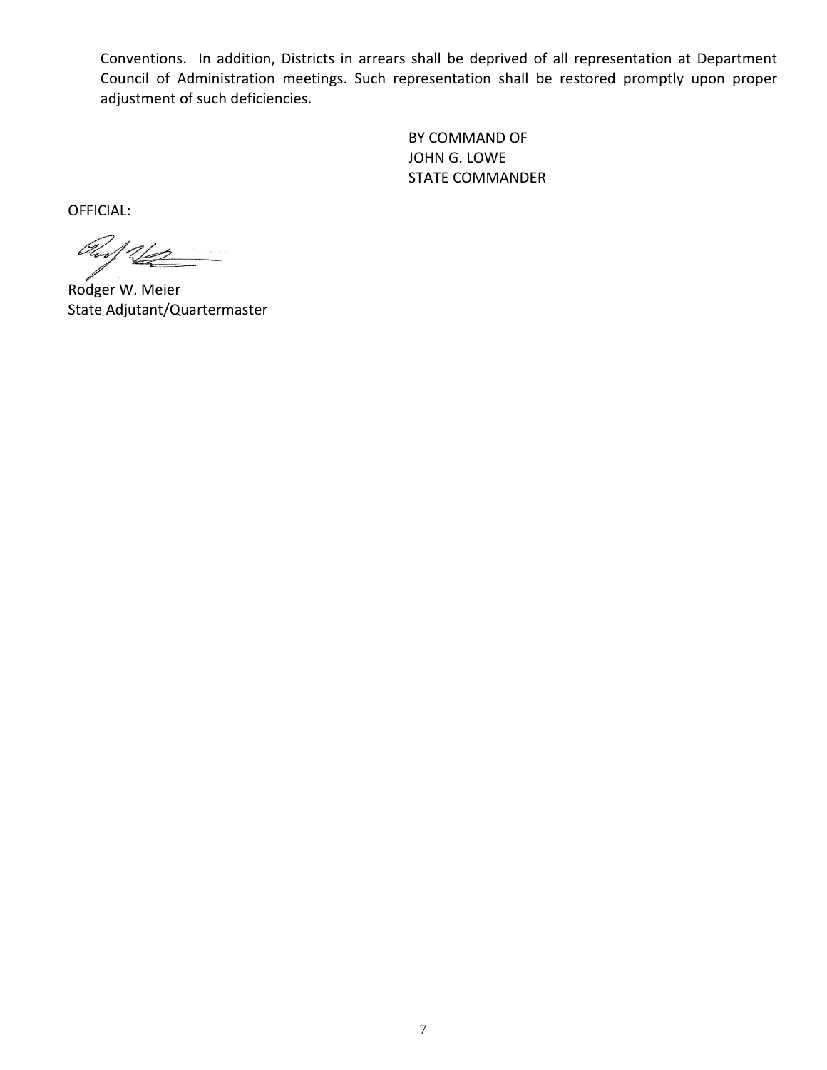Conventions. In addition, Districts in arrears shall be deprived of all representation at Department Council of Administration meetings. Such representation shall be restored promptly upon proper adjustment of such deficiencies.

BY COMMAND OF
JOHN G. LOWE
STATE COMMANDER

OFFICIAL:

Rodger W. Meier
State Adjutant/Quartermaster